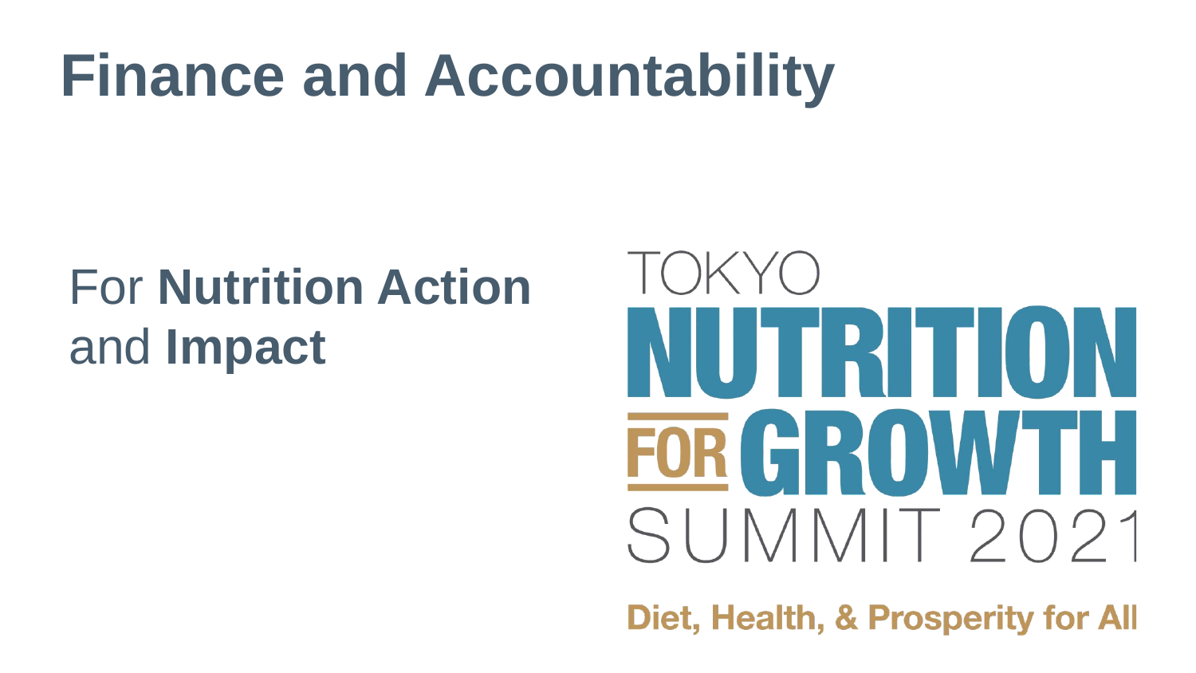# Finance and Accountability

For **Nutrition Action** and **Impact**

TOKYO
NUTRITION
FOR GROWTH
SUMMIT 2021

Diet, Health, & Prosperity for All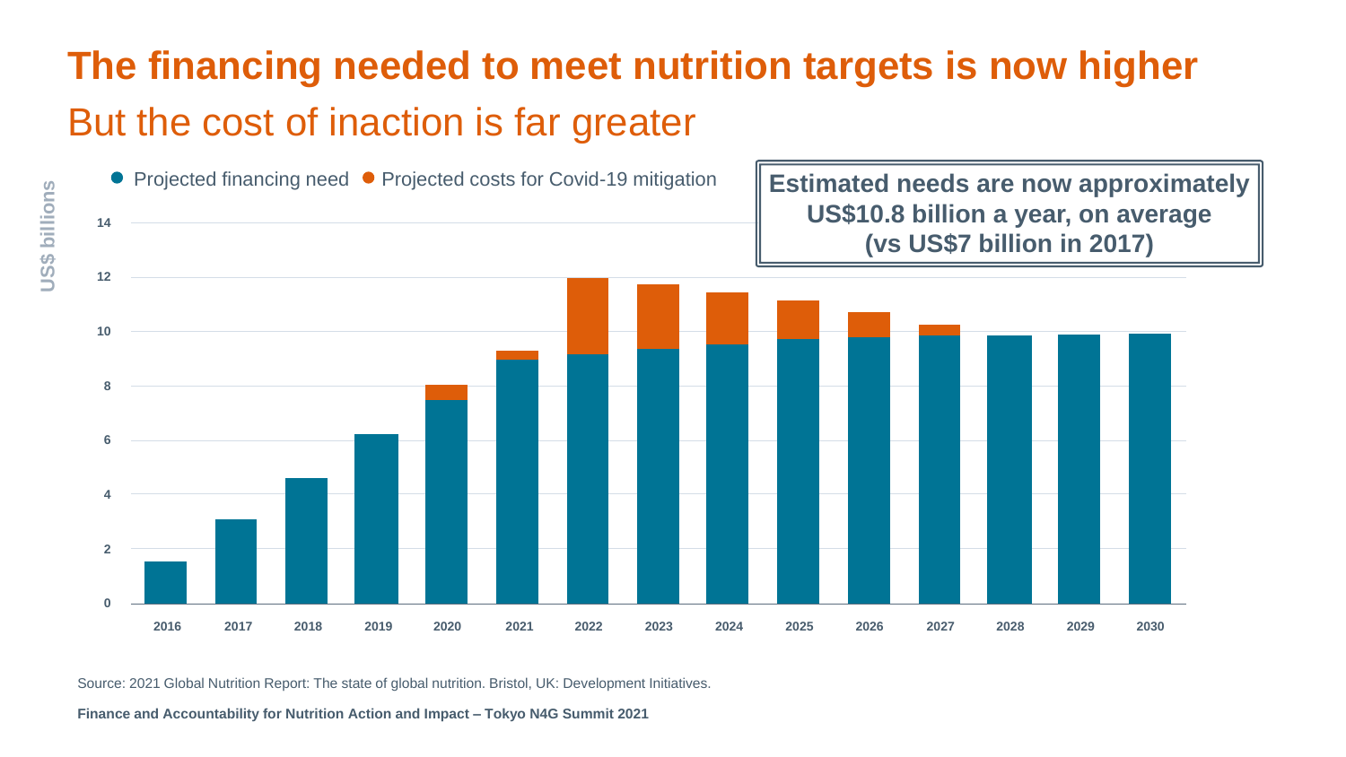# The financing needed to meet nutrition targets is now higher

## But the cost of inaction is far greater

● Projected financing need ● Projected costs for Covid-19 mitigation

**Estimated needs are now approximately US$10.8 billion a year, on average (vs US$7 billion in 2017)**

US$ billions

14
12
10
8
6
4
2
0

2016 2017 2018 2019 2020 2021 2022 2023 2024 2025 2026 2027 2028 2029 2030

Source: 2021 Global Nutrition Report: The state of global nutrition. Bristol, UK: Development Initiatives.

**Finance and Accountability for Nutrition Action and Impact – Tokyo N4G Summit 2021**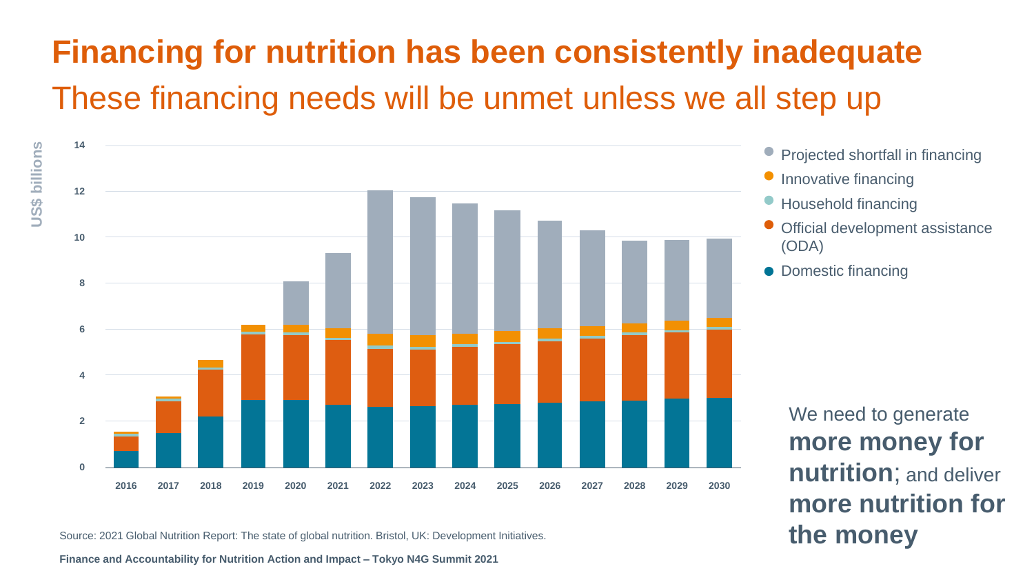# Financing for nutrition has been consistently inadequate

## These financing needs will be unmet unless we all step up

US$ billions

- Projected shortfall in financing
- Innovative financing
- Household financing
- Official development assistance (ODA)
- Domestic financing

2016 | 2017 | 2018 | 2019 | 2020 | 2021 | 2022 | 2023 | 2024 | 2025 | 2026 | 2027 | 2028 | 2029 | 2030

We need to generate **more money for nutrition**; and deliver **more nutrition for the money**

Source: 2021 Global Nutrition Report: The state of global nutrition. Bristol, UK: Development Initiatives.

**Finance and Accountability for Nutrition Action and Impact – Tokyo N4G Summit 2021**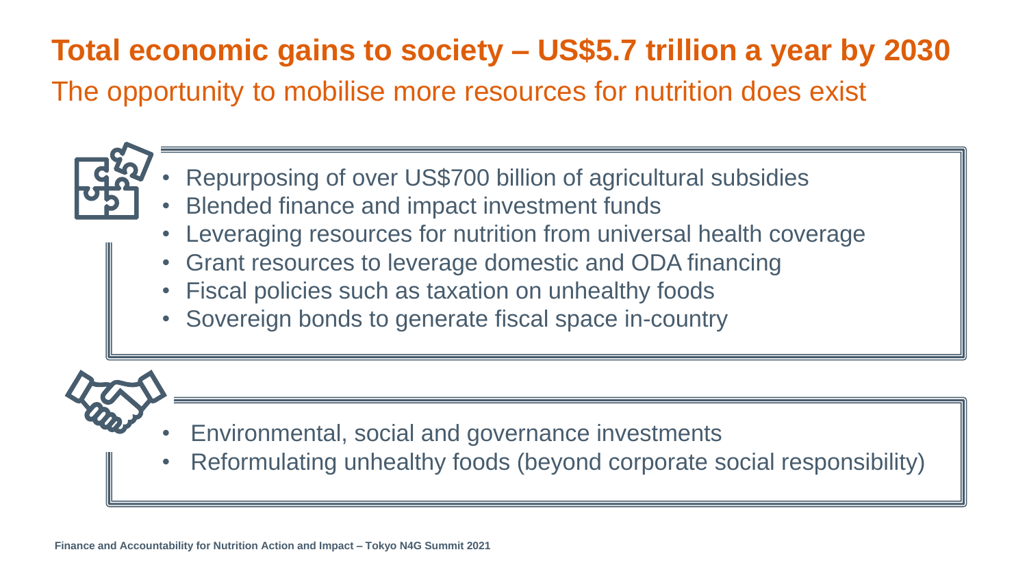# Total economic gains to society – US$5.7 trillion a year by 2030

## The opportunity to mobilise more resources for nutrition does exist

- Repurposing of over US$700 billion of agricultural subsidies
- Blended finance and impact investment funds
- Leveraging resources for nutrition from universal health coverage
- Grant resources to leverage domestic and ODA financing
- Fiscal policies such as taxation on unhealthy foods
- Sovereign bonds to generate fiscal space in-country

- Environmental, social and governance investments
- Reformulating unhealthy foods (beyond corporate social responsibility)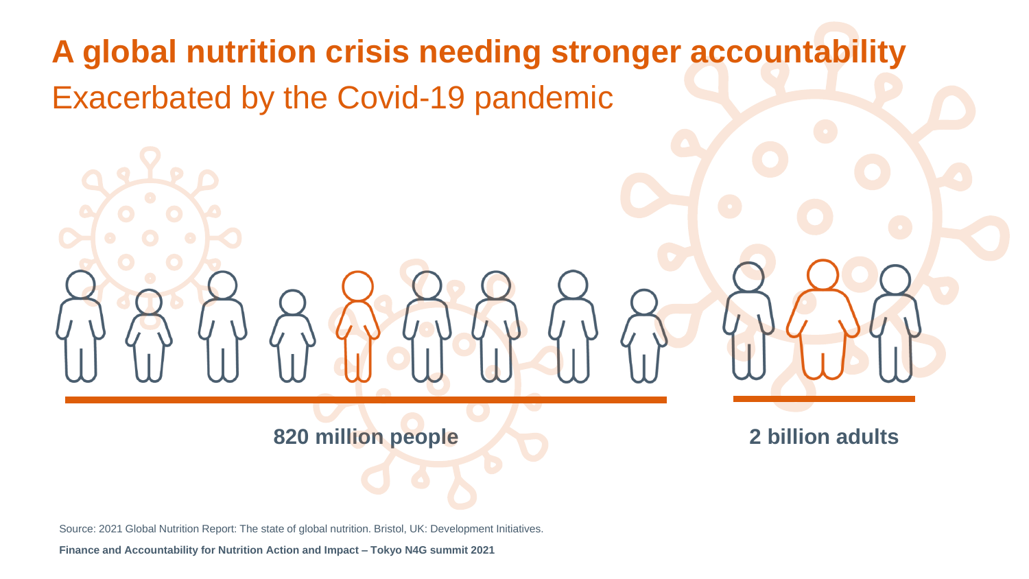# A global nutrition crisis needing stronger accountability

## Exacerbated by the Covid-19 pandemic

**820 million people**

**2 billion adults**

Source: 2021 Global Nutrition Report: The state of global nutrition. Bristol, UK: Development Initiatives.

**Finance and Accountability for Nutrition Action and Impact – Tokyo N4G summit 2021**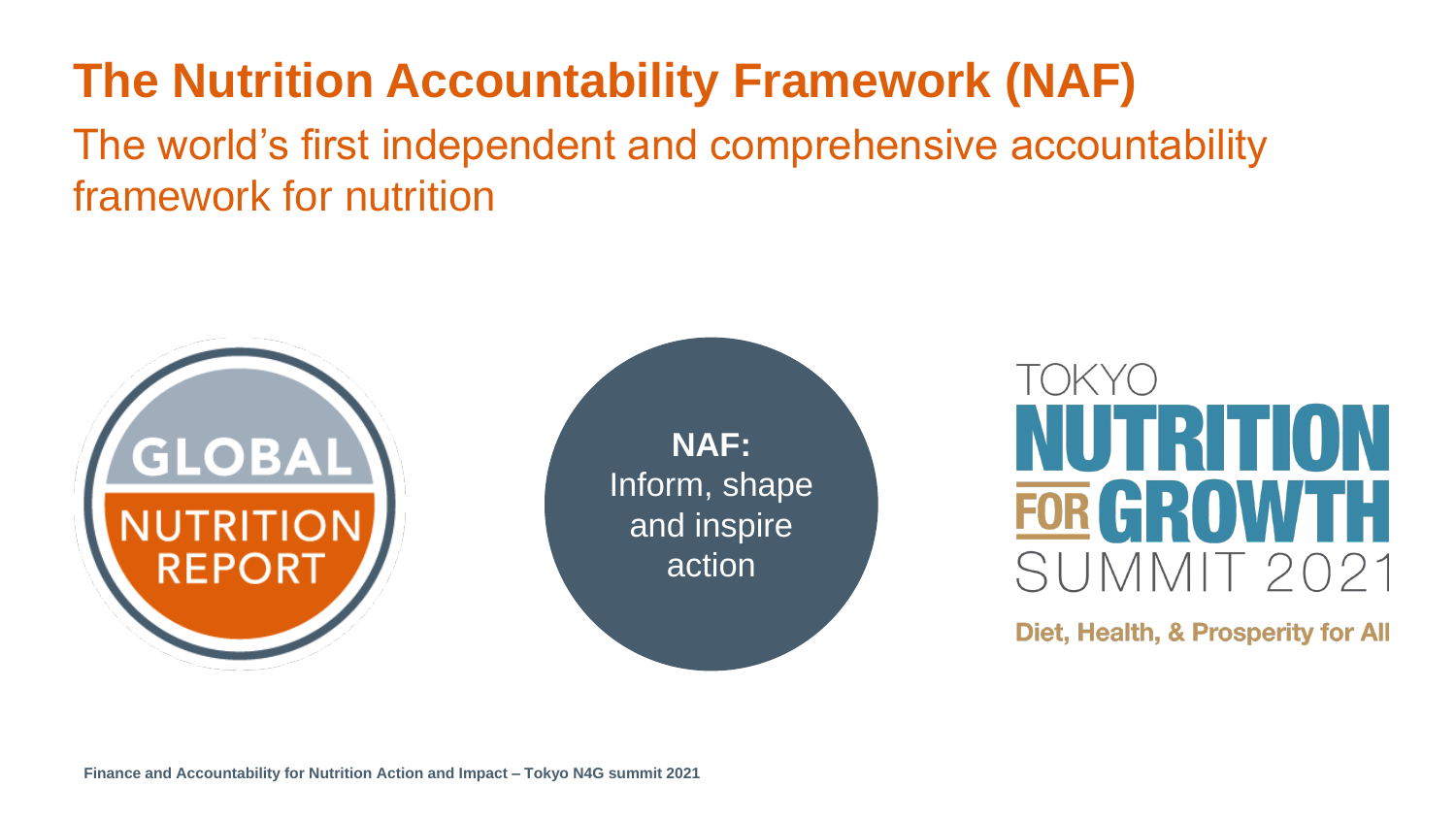# The Nutrition Accountability Framework (NAF)

The world's first independent and comprehensive accountability framework for nutrition

GLOBAL NUTRITION REPORT

**NAF:** Inform, shape and inspire action

TOKYO NUTRITION FOR GROWTH SUMMIT 2021

Diet, Health, & Prosperity for All

**Finance and Accountability for Nutrition Action and Impact – Tokyo N4G summit 2021**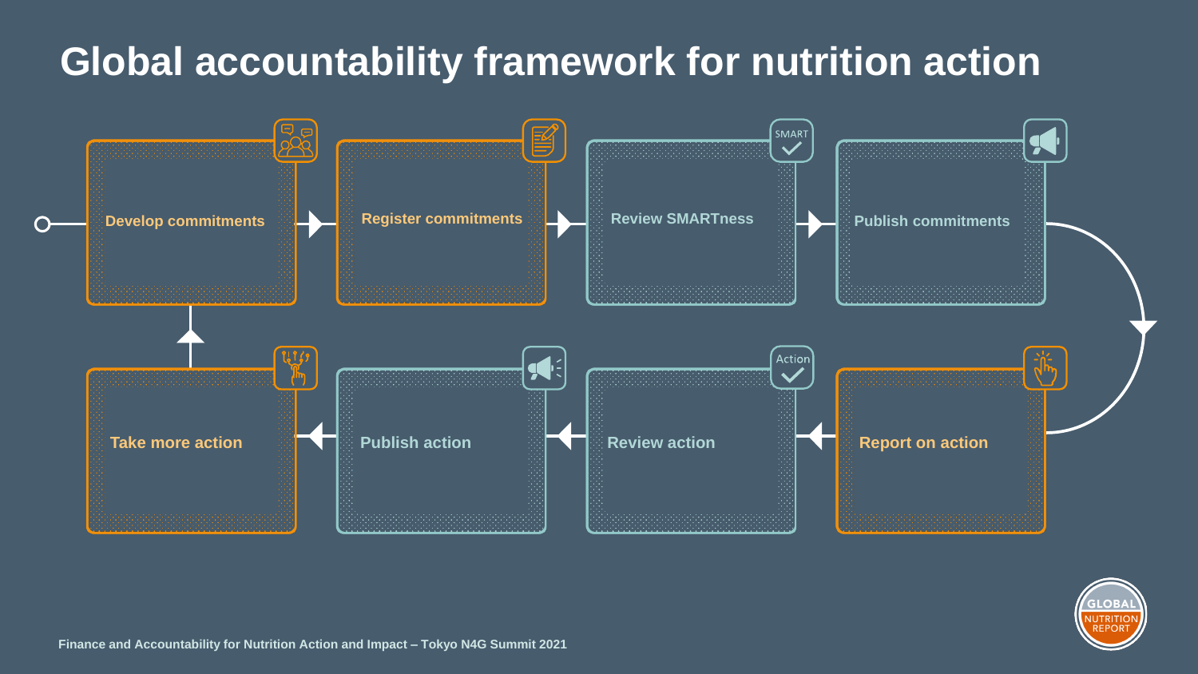# Global accountability framework for nutrition action

Develop commitments → Register commitments → Review SMARTness → Publish commitments → Report on action → Review action → Publish action → Take more action → Develop commitments

SMART

Action

GLOBAL NUTRITION REPORT

Finance and Accountability for Nutrition Action and Impact – Tokyo N4G Summit 2021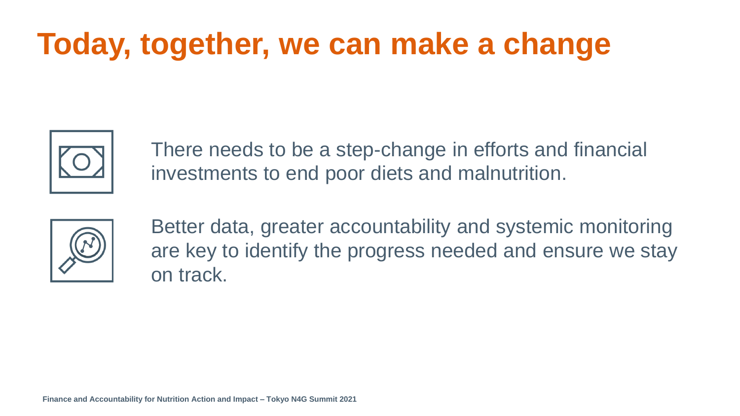# Today, together, we can make a change

There needs to be a step-change in efforts and financial investments to end poor diets and malnutrition.

Better data, greater accountability and systemic monitoring are key to identify the progress needed and ensure we stay on track.